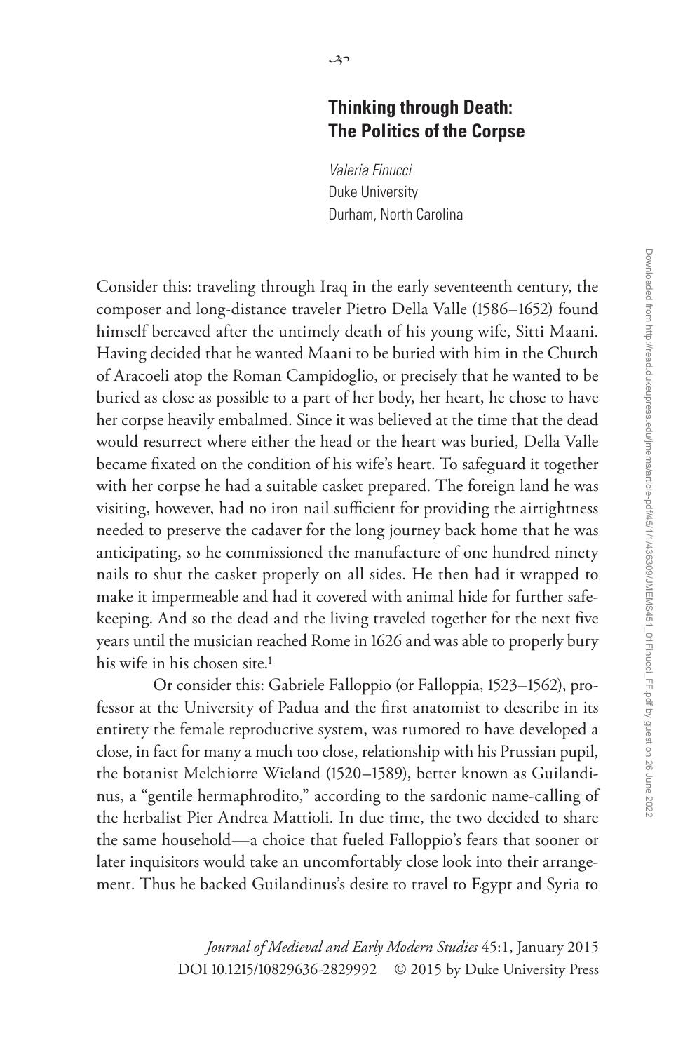# Thinking through Death: The Politics of the Corpse

*Valeria Finucci*
Duke University
Durham, North Carolina

Consider this: traveling through Iraq in the early seventeenth century, the composer and long-distance traveler Pietro Della Valle (1586–1652) found himself bereaved after the untimely death of his young wife, Sitti Maani. Having decided that he wanted Maani to be buried with him in the Church of Aracoeli atop the Roman Campidoglio, or precisely that he wanted to be buried as close as possible to a part of her body, her heart, he chose to have her corpse heavily embalmed. Since it was believed at the time that the dead would resurrect where either the head or the heart was buried, Della Valle became fixated on the condition of his wife's heart. To safeguard it together with her corpse he had a suitable casket prepared. The foreign land he was visiting, however, had no iron nail sufficient for providing the airtightness needed to preserve the cadaver for the long journey back home that he was anticipating, so he commissioned the manufacture of one hundred ninety nails to shut the casket properly on all sides. He then had it wrapped to make it impermeable and had it covered with animal hide for further safekeeping. And so the dead and the living traveled together for the next five years until the musician reached Rome in 1626 and was able to properly bury his wife in his chosen site.[1]

Or consider this: Gabriele Falloppio (or Falloppia, 1523–1562), professor at the University of Padua and the first anatomist to describe in its entirety the female reproductive system, was rumored to have developed a close, in fact for many a much too close, relationship with his Prussian pupil, the botanist Melchiorre Wieland (1520–1589), better known as Guilandinus, a "gentile hermaphrodito," according to the sardonic name-calling of the herbalist Pier Andrea Mattioli. In due time, the two decided to share the same household—a choice that fueled Falloppio's fears that sooner or later inquisitors would take an uncomfortably close look into their arrangement. Thus he backed Guilandinus's desire to travel to Egypt and Syria to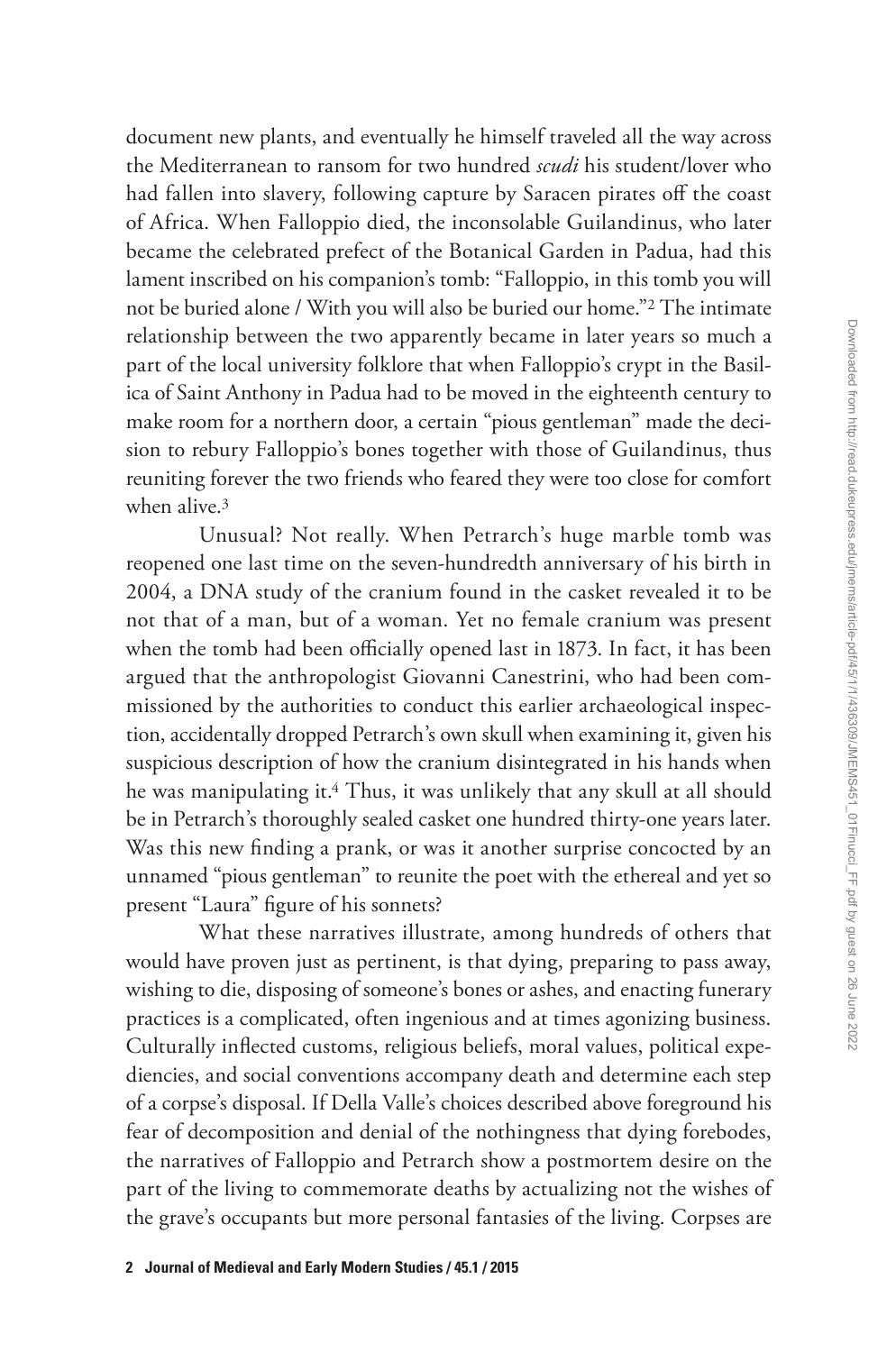document new plants, and eventually he himself traveled all the way across the Mediterranean to ransom for two hundred *scudi* his student/lover who had fallen into slavery, following capture by Saracen pirates off the coast of Africa. When Falloppio died, the inconsolable Guilandinus, who later became the celebrated prefect of the Botanical Garden in Padua, had this lament inscribed on his companion's tomb: "Falloppio, in this tomb you will not be buried alone / With you will also be buried our home."[2] The intimate relationship between the two apparently became in later years so much a part of the local university folklore that when Falloppio's crypt in the Basilica of Saint Anthony in Padua had to be moved in the eighteenth century to make room for a northern door, a certain "pious gentleman" made the decision to rebury Falloppio's bones together with those of Guilandinus, thus reuniting forever the two friends who feared they were too close for comfort when alive.[3]

Unusual? Not really. When Petrarch's huge marble tomb was reopened one last time on the seven-hundredth anniversary of his birth in 2004, a DNA study of the cranium found in the casket revealed it to be not that of a man, but of a woman. Yet no female cranium was present when the tomb had been officially opened last in 1873. In fact, it has been argued that the anthropologist Giovanni Canestrini, who had been commissioned by the authorities to conduct this earlier archaeological inspection, accidentally dropped Petrarch's own skull when examining it, given his suspicious description of how the cranium disintegrated in his hands when he was manipulating it.[4] Thus, it was unlikely that any skull at all should be in Petrarch's thoroughly sealed casket one hundred thirty-one years later. Was this new finding a prank, or was it another surprise concocted by an unnamed "pious gentleman" to reunite the poet with the ethereal and yet so present "Laura" figure of his sonnets?

What these narratives illustrate, among hundreds of others that would have proven just as pertinent, is that dying, preparing to pass away, wishing to die, disposing of someone's bones or ashes, and enacting funerary practices is a complicated, often ingenious and at times agonizing business. Culturally inflected customs, religious beliefs, moral values, political expediencies, and social conventions accompany death and determine each step of a corpse's disposal. If Della Valle's choices described above foreground his fear of decomposition and denial of the nothingness that dying forebodes, the narratives of Falloppio and Petrarch show a postmortem desire on the part of the living to commemorate deaths by actualizing not the wishes of the grave's occupants but more personal fantasies of the living. Corpses are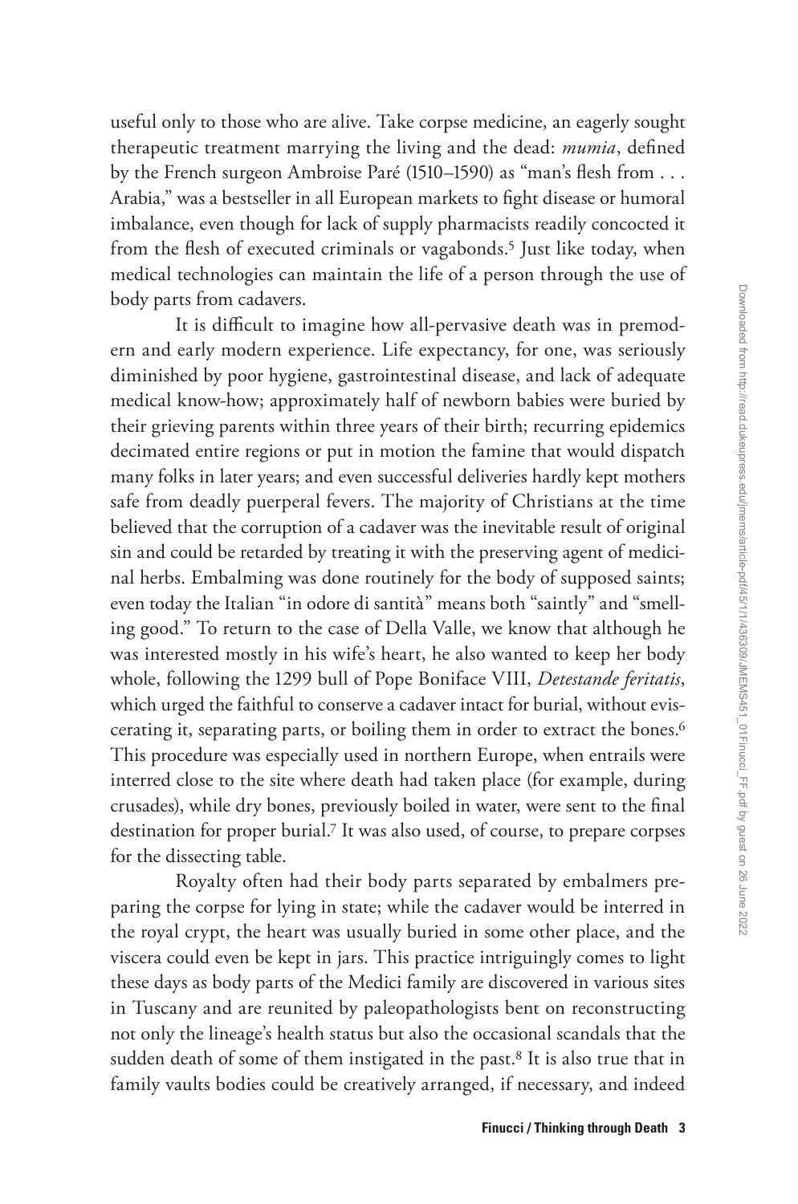useful only to those who are alive. Take corpse medicine, an eagerly sought therapeutic treatment marrying the living and the dead: *mumia*, defined by the French surgeon Ambroise Paré (1510–1590) as "man's flesh from . . . Arabia," was a bestseller in all European markets to fight disease or humoral imbalance, even though for lack of supply pharmacists readily concocted it from the flesh of executed criminals or vagabonds.[5] Just like today, when medical technologies can maintain the life of a person through the use of body parts from cadavers.

It is difficult to imagine how all-pervasive death was in premodern and early modern experience. Life expectancy, for one, was seriously diminished by poor hygiene, gastrointestinal disease, and lack of adequate medical know-how; approximately half of newborn babies were buried by their grieving parents within three years of their birth; recurring epidemics decimated entire regions or put in motion the famine that would dispatch many folks in later years; and even successful deliveries hardly kept mothers safe from deadly puerperal fevers. The majority of Christians at the time believed that the corruption of a cadaver was the inevitable result of original sin and could be retarded by treating it with the preserving agent of medicinal herbs. Embalming was done routinely for the body of supposed saints; even today the Italian "in odore di santità" means both "saintly" and "smelling good." To return to the case of Della Valle, we know that although he was interested mostly in his wife's heart, he also wanted to keep her body whole, following the 1299 bull of Pope Boniface VIII, *Detestande feritatis*, which urged the faithful to conserve a cadaver intact for burial, without eviscerating it, separating parts, or boiling them in order to extract the bones.[6] This procedure was especially used in northern Europe, when entrails were interred close to the site where death had taken place (for example, during crusades), while dry bones, previously boiled in water, were sent to the final destination for proper burial.[7] It was also used, of course, to prepare corpses for the dissecting table.

Royalty often had their body parts separated by embalmers preparing the corpse for lying in state; while the cadaver would be interred in the royal crypt, the heart was usually buried in some other place, and the viscera could even be kept in jars. This practice intriguingly comes to light these days as body parts of the Medici family are discovered in various sites in Tuscany and are reunited by paleopathologists bent on reconstructing not only the lineage's health status but also the occasional scandals that the sudden death of some of them instigated in the past.[8] It is also true that in family vaults bodies could be creatively arranged, if necessary, and indeed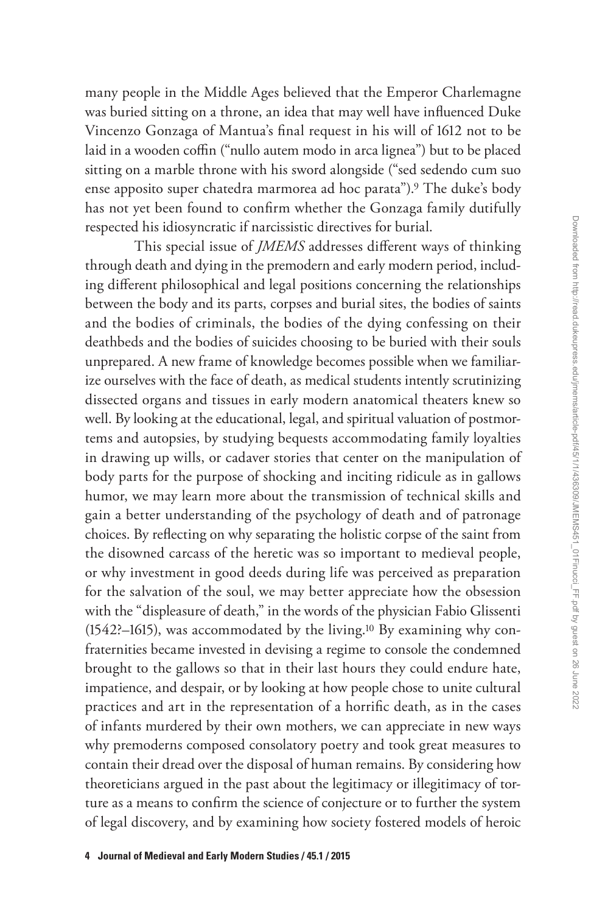many people in the Middle Ages believed that the Emperor Charlemagne was buried sitting on a throne, an idea that may well have influenced Duke Vincenzo Gonzaga of Mantua's final request in his will of 1612 not to be laid in a wooden coffin ("nullo autem modo in arca lignea") but to be placed sitting on a marble throne with his sword alongside ("sed sedendo cum suo ense apposito super chatedra marmorea ad hoc parata").[9] The duke's body has not yet been found to confirm whether the Gonzaga family dutifully respected his idiosyncratic if narcissistic directives for burial.

This special issue of *JMEMS* addresses different ways of thinking through death and dying in the premodern and early modern period, including different philosophical and legal positions concerning the relationships between the body and its parts, corpses and burial sites, the bodies of saints and the bodies of criminals, the bodies of the dying confessing on their deathbeds and the bodies of suicides choosing to be buried with their souls unprepared. A new frame of knowledge becomes possible when we familiarize ourselves with the face of death, as medical students intently scrutinizing dissected organs and tissues in early modern anatomical theaters knew so well. By looking at the educational, legal, and spiritual valuation of postmortems and autopsies, by studying bequests accommodating family loyalties in drawing up wills, or cadaver stories that center on the manipulation of body parts for the purpose of shocking and inciting ridicule as in gallows humor, we may learn more about the transmission of technical skills and gain a better understanding of the psychology of death and of patronage choices. By reflecting on why separating the holistic corpse of the saint from the disowned carcass of the heretic was so important to medieval people, or why investment in good deeds during life was perceived as preparation for the salvation of the soul, we may better appreciate how the obsession with the "displeasure of death," in the words of the physician Fabio Glissenti (1542?–1615), was accommodated by the living.[10] By examining why confraternities became invested in devising a regime to console the condemned brought to the gallows so that in their last hours they could endure hate, impatience, and despair, or by looking at how people chose to unite cultural practices and art in the representation of a horrific death, as in the cases of infants murdered by their own mothers, we can appreciate in new ways why premoderns composed consolatory poetry and took great measures to contain their dread over the disposal of human remains. By considering how theoreticians argued in the past about the legitimacy or illegitimacy of torture as a means to confirm the science of conjecture or to further the system of legal discovery, and by examining how society fostered models of heroic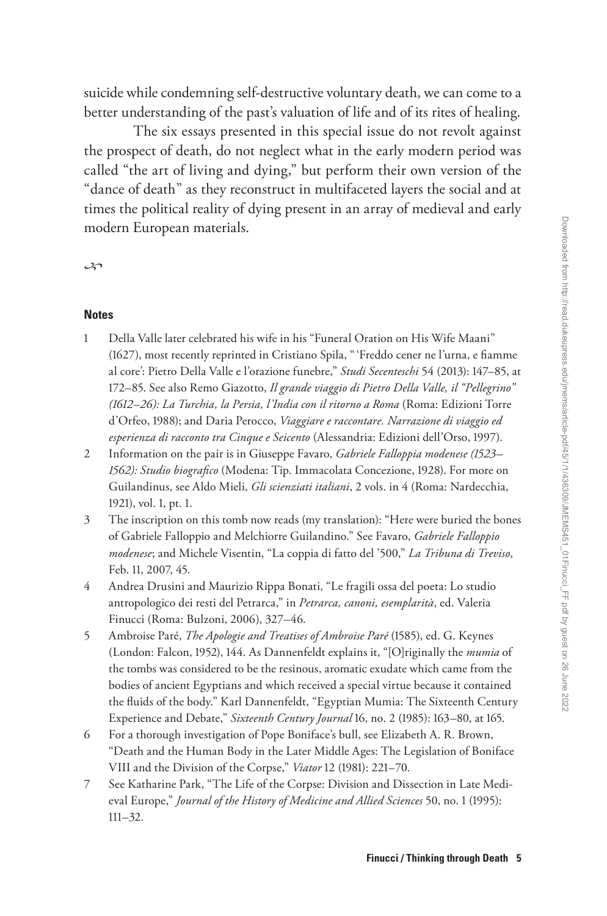suicide while condemning self-destructive voluntary death, we can come to a better understanding of the past's valuation of life and of its rites of healing.

The six essays presented in this special issue do not revolt against the prospect of death, do not neglect what in the early modern period was called "the art of living and dying," but perform their own version of the "dance of death" as they reconstruct in multifaceted layers the social and at times the political reality of dying present in an array of medieval and early modern European materials.

### Notes

1 Della Valle later celebrated his wife in his "Funeral Oration on His Wife Maani" (1627), most recently reprinted in Cristiano Spila, " 'Freddo cener ne l'urna, e fiamme al core': Pietro Della Valle e l'orazione funebre," *Studi Secenteschi* 54 (2013): 147–85, at 172–85. See also Remo Giazotto, *Il grande viaggio di Pietro Della Valle, il "Pellegrino" (1612–26): La Turchia, la Persia, l'India con il ritorno a Roma* (Roma: Edizioni Torre d'Orfeo, 1988); and Daria Perocco, *Viaggiare e raccontare. Narrazione di viaggio ed esperienza di racconto tra Cinque e Seicento* (Alessandria: Edizioni dell'Orso, 1997).

2 Information on the pair is in Giuseppe Favaro, *Gabriele Falloppia modenese (1523–1562): Studio biografico* (Modena: Tip. Immacolata Concezione, 1928). For more on Guilandinus, see Aldo Mieli, *Gli scienziati italiani*, 2 vols. in 4 (Roma: Nardecchia, 1921), vol. 1, pt. 1.

3 The inscription on this tomb now reads (my translation): "Here were buried the bones of Gabriele Falloppio and Melchiorre Guilandino." See Favaro, *Gabriele Falloppio modenese*; and Michele Visentin, "La coppia di fatto del '500," *La Tribuna di Treviso*, Feb. 11, 2007, 45.

4 Andrea Drusini and Maurizio Rippa Bonati, "Le fragili ossa del poeta: Lo studio antropologico dei resti del Petrarca," in *Petrarca, canoni, esemplarità*, ed. Valeria Finucci (Roma: Bulzoni, 2006), 327–46.

5 Ambroise Paré, *The Apologie and Treatises of Ambroise Paré* (1585), ed. G. Keynes (London: Falcon, 1952), 144. As Dannenfeldt explains it, "[O]riginally the *mumia* of the tombs was considered to be the resinous, aromatic exudate which came from the bodies of ancient Egyptians and which received a special virtue because it contained the fluids of the body." Karl Dannenfeldt, "Egyptian Mumia: The Sixteenth Century Experience and Debate," *Sixteenth Century Journal* 16, no. 2 (1985): 163–80, at 165.

6 For a thorough investigation of Pope Boniface's bull, see Elizabeth A. R. Brown, "Death and the Human Body in the Later Middle Ages: The Legislation of Boniface VIII and the Division of the Corpse," *Viator* 12 (1981): 221–70.

7 See Katharine Park, "The Life of the Corpse: Division and Dissection in Late Medieval Europe," *Journal of the History of Medicine and Allied Sciences* 50, no. 1 (1995): 111–32.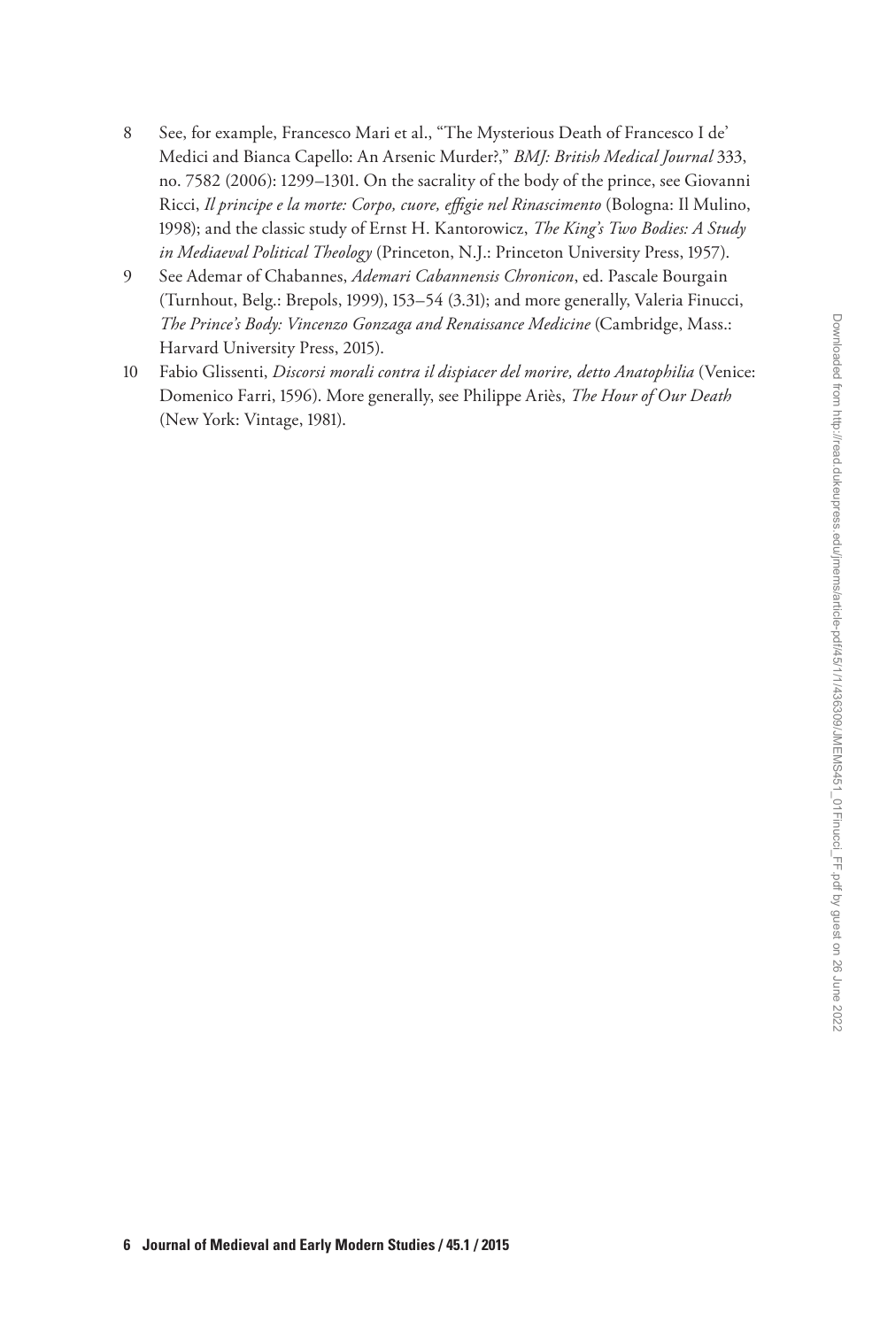8 See, for example, Francesco Mari et al., "The Mysterious Death of Francesco I de' Medici and Bianca Capello: An Arsenic Murder?," *BMJ: British Medical Journal* 333, no. 7582 (2006): 1299–1301. On the sacrality of the body of the prince, see Giovanni Ricci, *Il principe e la morte: Corpo, cuore, effigie nel Rinascimento* (Bologna: Il Mulino, 1998); and the classic study of Ernst H. Kantorowicz, *The King's Two Bodies: A Study in Mediaeval Political Theology* (Princeton, N.J.: Princeton University Press, 1957).

9 See Ademar of Chabannes, *Ademari Cabannensis Chronicon*, ed. Pascale Bourgain (Turnhout, Belg.: Brepols, 1999), 153–54 (3.31); and more generally, Valeria Finucci, *The Prince's Body: Vincenzo Gonzaga and Renaissance Medicine* (Cambridge, Mass.: Harvard University Press, 2015).

10 Fabio Glissenti, *Discorsi morali contra il dispiacer del morire, detto Anatophilia* (Venice: Domenico Farri, 1596). More generally, see Philippe Ariès, *The Hour of Our Death* (New York: Vintage, 1981).